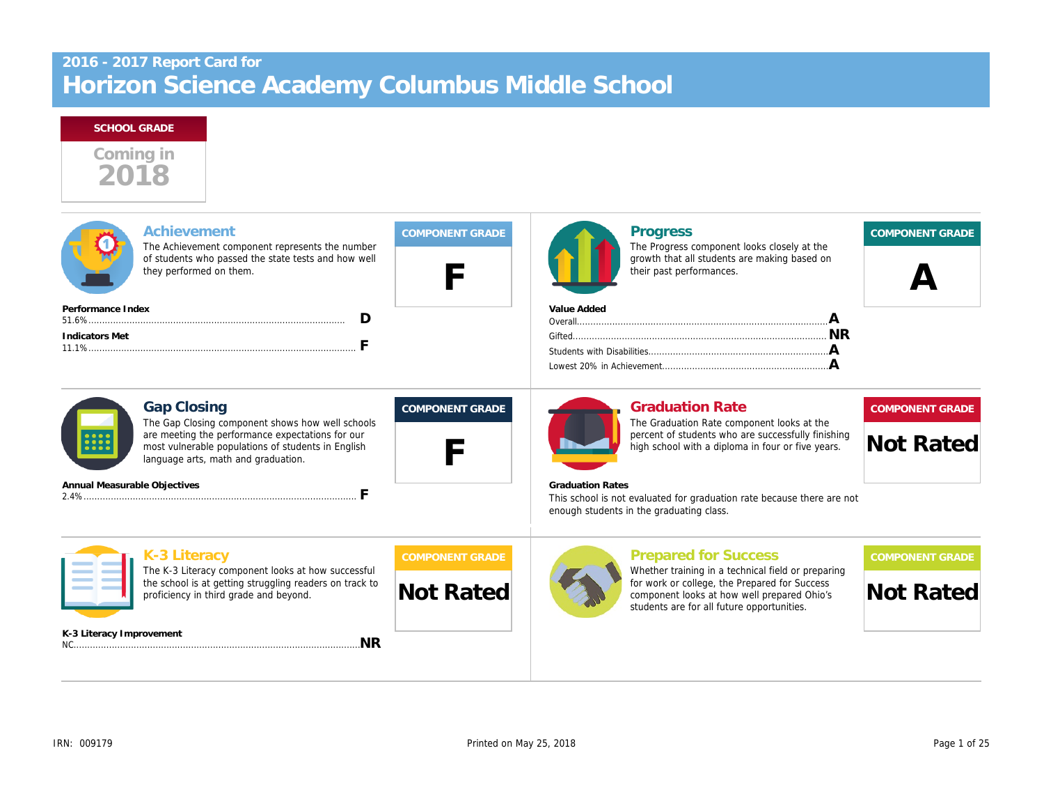2016 - 2017 Report Card for

# Horizon Science Academy Columbus Middle School

**SCHOOL GRADE**

Coming in 2018

## Achievement

The Achievement component represents the number of students who passed the state tests and how well they performed on them.

**COMPONENT GRADE**

**F**

**Performance Index**
51.6% ........ **D**

**Indicators Met**
11.1% ........ **F**

## Progress

The Progress component looks closely at the growth that all students are making based on their past performances.

**COMPONENT GRADE**

**A**

**Value Added**
Overall........ **A**
Gifted........ **NR**
Students with Disabilities........ **A**
Lowest 20% in Achievement........ **A**

## Gap Closing

The Gap Closing component shows how well schools are meeting the performance expectations for our most vulnerable populations of students in English language arts, math and graduation.

**COMPONENT GRADE**

**F**

**Annual Measurable Objectives**
2.4% ........ **F**

## Graduation Rate

The Graduation Rate component looks at the percent of students who are successfully finishing high school with a diploma in four or five years.

**COMPONENT GRADE**

**Not Rated**

**Graduation Rates**
This school is not evaluated for graduation rate because there are not enough students in the graduating class.

## K-3 Literacy

The K-3 Literacy component looks at how successful the school is at getting struggling readers on track to proficiency in third grade and beyond.

**COMPONENT GRADE**

**Not Rated**

**K-3 Literacy Improvement**
NC........ **NR**

## Prepared for Success

Whether training in a technical field or preparing for work or college, the Prepared for Success component looks at how well prepared Ohio's students are for all future opportunities.

**COMPONENT GRADE**

**Not Rated**

IRN: 009179

Printed on May 25, 2018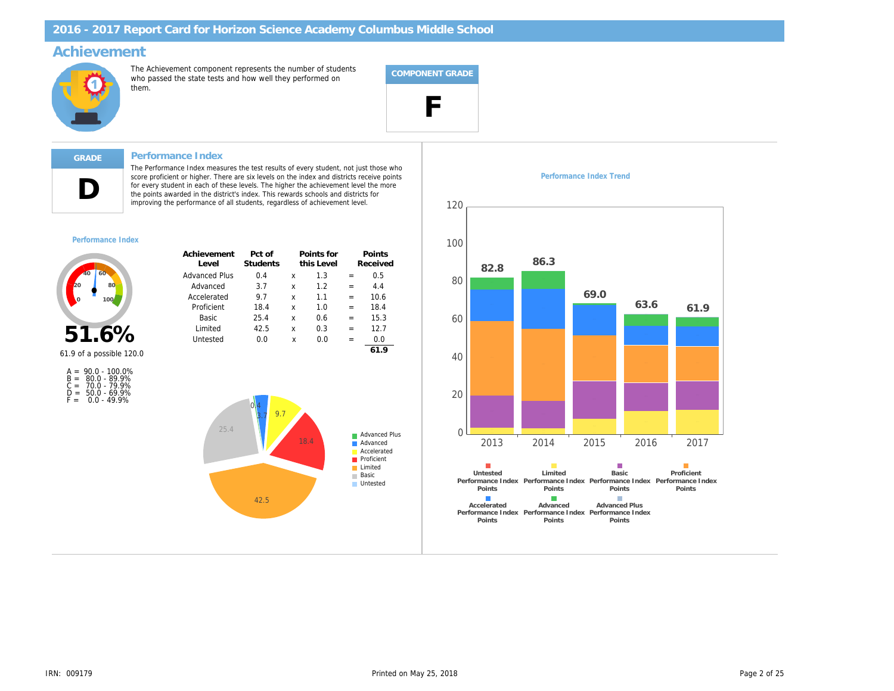# 2016 - 2017 Report Card for Horizon Science Academy Columbus Middle School

## Achievement

The Achievement component represents the number of students who passed the state tests and how well they performed on them.

**COMPONENT GRADE**

**F**

**GRADE**

**D**

### Performance Index

The Performance Index measures the test results of every student, not just those who score proficient or higher. There are six levels on the index and districts receive points for every student in each of these levels. The higher the achievement level the more the points awarded in the district's index. This rewards schools and districts for improving the performance of all students, regardless of achievement level.

**Performance Index**

**51.6%**

61.9 of a possible 120.0

A = 90.0 - 100.0%
B = 80.0 - 89.9%
C = 70.0 - 79.9%
D = 50.0 - 69.9%
F = 0.0 - 49.9%

| Achievement Level | Pct of Students | | Points for this Level | | Points Received |
|---|---|---|---|---|---|
| Advanced Plus | 0.4 | x | 1.3 | = | 0.5 |
| Advanced | 3.7 | x | 1.2 | = | 4.4 |
| Accelerated | 9.7 | x | 1.1 | = | 10.6 |
| Proficient | 18.4 | x | 1.0 | = | 18.4 |
| Basic | 25.4 | x | 0.6 | = | 15.3 |
| Limited | 42.5 | x | 0.3 | = | 12.7 |
| Untested | 0.0 | x | 0.0 | = | 0.0 |
| | | | | | **61.9** |

**Performance Index Trend**

| Year | Performance Index |
|---|---|
| 2013 | 82.8 |
| 2014 | 86.3 |
| 2015 | 69.0 |
| 2016 | 63.6 |
| 2017 | 61.9 |

Legend: Untested Performance Index Points; Limited Performance Index Points; Basic Performance Index Points; Proficient Performance Index Points; Accelerated Performance Index Points; Advanced Performance Index Points; Advanced Plus Performance Index Points

IRN: 009179

Printed on May 25, 2018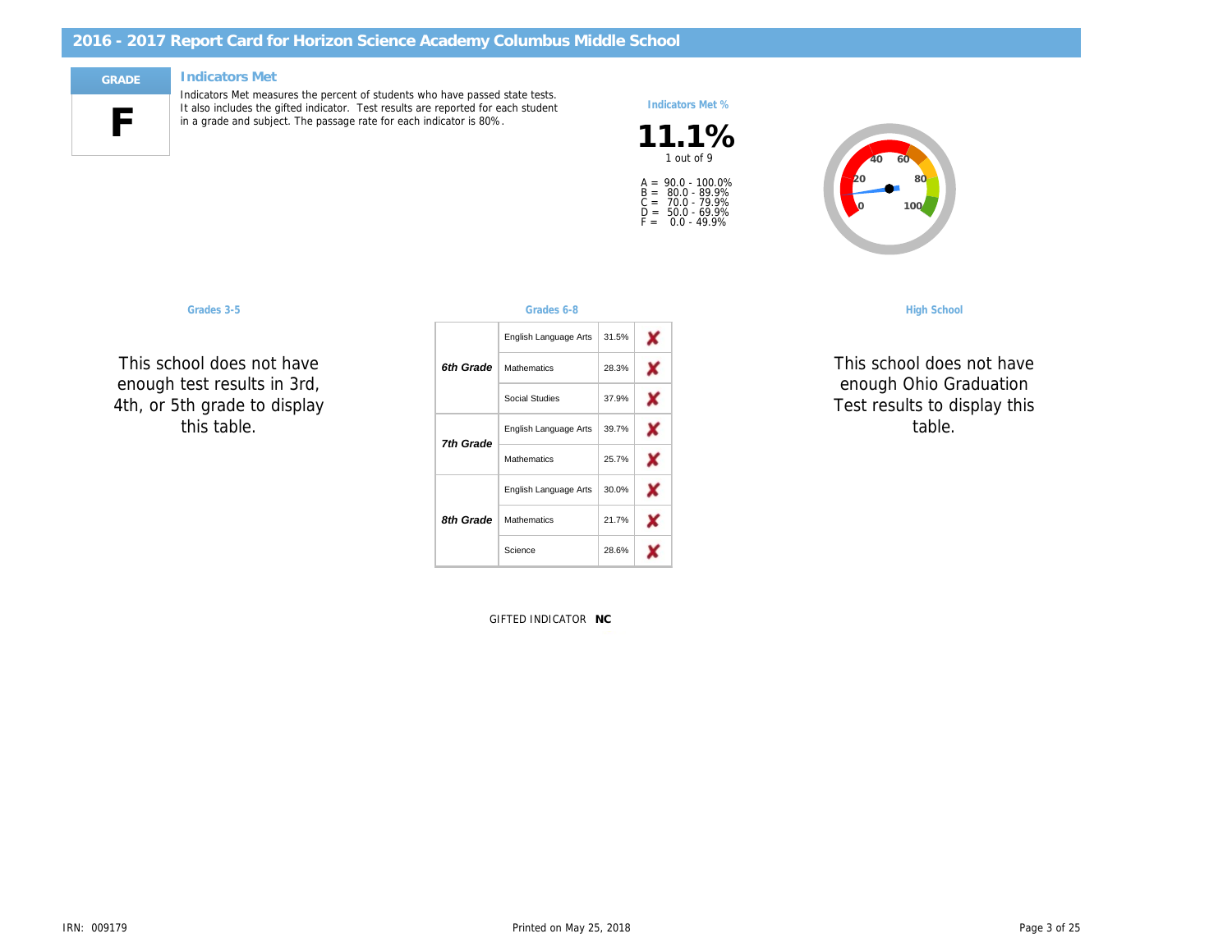# 2016 - 2017 Report Card for Horizon Science Academy Columbus Middle School

**GRADE**

**F**

## Indicators Met

Indicators Met measures the percent of students who have passed state tests. It also includes the gifted indicator. Test results are reported for each student in a grade and subject. The passage rate for each indicator is 80%.

**Indicators Met %**

**11.1%**

1 out of 9

A = 90.0 - 100.0%
B = 80.0 - 89.9%
C = 70.0 - 79.9%
D = 50.0 - 69.9%
F = 0.0 - 49.9%

### Grades 3-5

This school does not have enough test results in 3rd, 4th, or 5th grade to display this table.

### Grades 6-8

| Grade | Subject | Percent | Met |
|---|---|---|---|
| *6th Grade* | English Language Arts | 31.5% | ✘ |
| | Mathematics | 28.3% | ✘ |
| | Social Studies | 37.9% | ✘ |
| *7th Grade* | English Language Arts | 39.7% | ✘ |
| | Mathematics | 25.7% | ✘ |
| *8th Grade* | English Language Arts | 30.0% | ✘ |
| | Mathematics | 21.7% | ✘ |
| | Science | 28.6% | ✘ |

### High School

This school does not have enough Ohio Graduation Test results to display this table.

GIFTED INDICATOR **NC**

IRN: 009179

Printed on May 25, 2018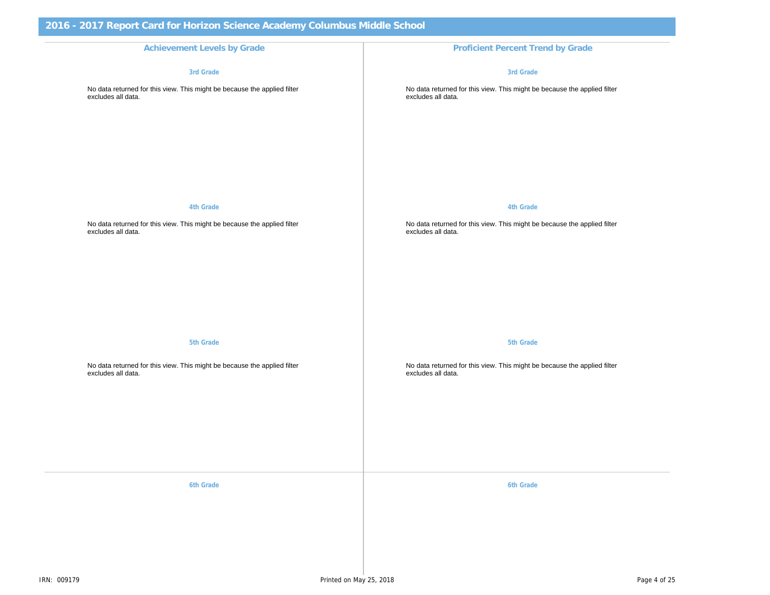# 2016 - 2017 Report Card for Horizon Science Academy Columbus Middle School

## Achievement Levels by Grade

### 3rd Grade

No data returned for this view. This might be because the applied filter excludes all data.

### 4th Grade

No data returned for this view. This might be because the applied filter excludes all data.

### 5th Grade

No data returned for this view. This might be because the applied filter excludes all data.

### 6th Grade

## Proficient Percent Trend by Grade

### 3rd Grade

No data returned for this view. This might be because the applied filter excludes all data.

### 4th Grade

No data returned for this view. This might be because the applied filter excludes all data.

### 5th Grade

No data returned for this view. This might be because the applied filter excludes all data.

### 6th Grade

IRN: 009179

Printed on May 25, 2018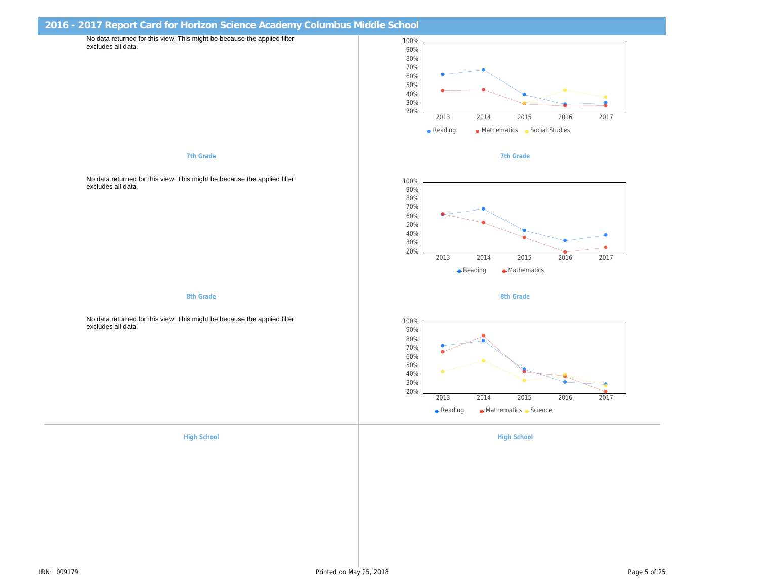# 2016 - 2017 Report Card for Horizon Science Academy Columbus Middle School

No data returned for this view. This might be because the applied filter excludes all data.

| | 2013 | 2014 | 2015 | 2016 | 2017 |
|---|---|---|---|---|---|
| Reading | 62% | 67% | 39% | 28% | 30% |
| Mathematics | 44% | 45% | 29% | 27% | 27% |
| Social Studies | | | 29% | 44% | 36% |

### 7th Grade

### 7th Grade

No data returned for this view. This might be because the applied filter excludes all data.

| | 2013 | 2014 | 2015 | 2016 | 2017 |
|---|---|---|---|---|---|
| Reading | 62% | 68% | 44% | 32% | 38% |
| Mathematics | 62% | 53% | 36% | 20% | 25% |

### 8th Grade

### 8th Grade

No data returned for this view. This might be because the applied filter excludes all data.

| | 2013 | 2014 | 2015 | 2016 | 2017 |
|---|---|---|---|---|---|
| Reading | 72% | 78% | 45% | 31% | 28% |
| Mathematics | 65% | 84% | 43% | 38% | 20% |
| Science | 43% | 55% | 33% | 39% | 27% |

### High School

### High School

IRN: 009179

Printed on May 25, 2018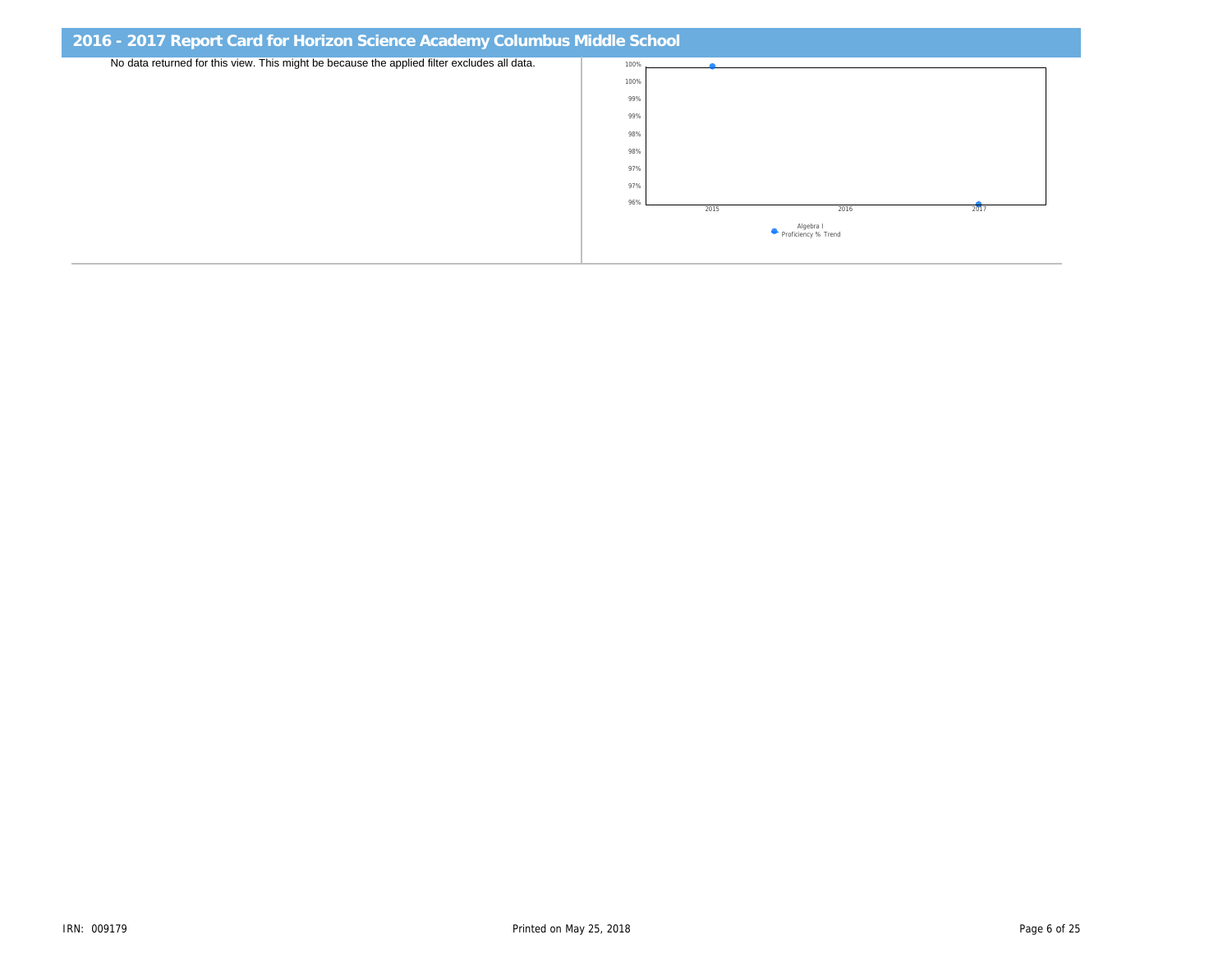## 2016 - 2017 Report Card for Horizon Science Academy Columbus Middle School

No data returned for this view. This might be because the applied filter excludes all data.

100%
100%
99%
99%
98%
98%
97%
97%
96%

2015 2016 2017

Algebra I Proficiency % Trend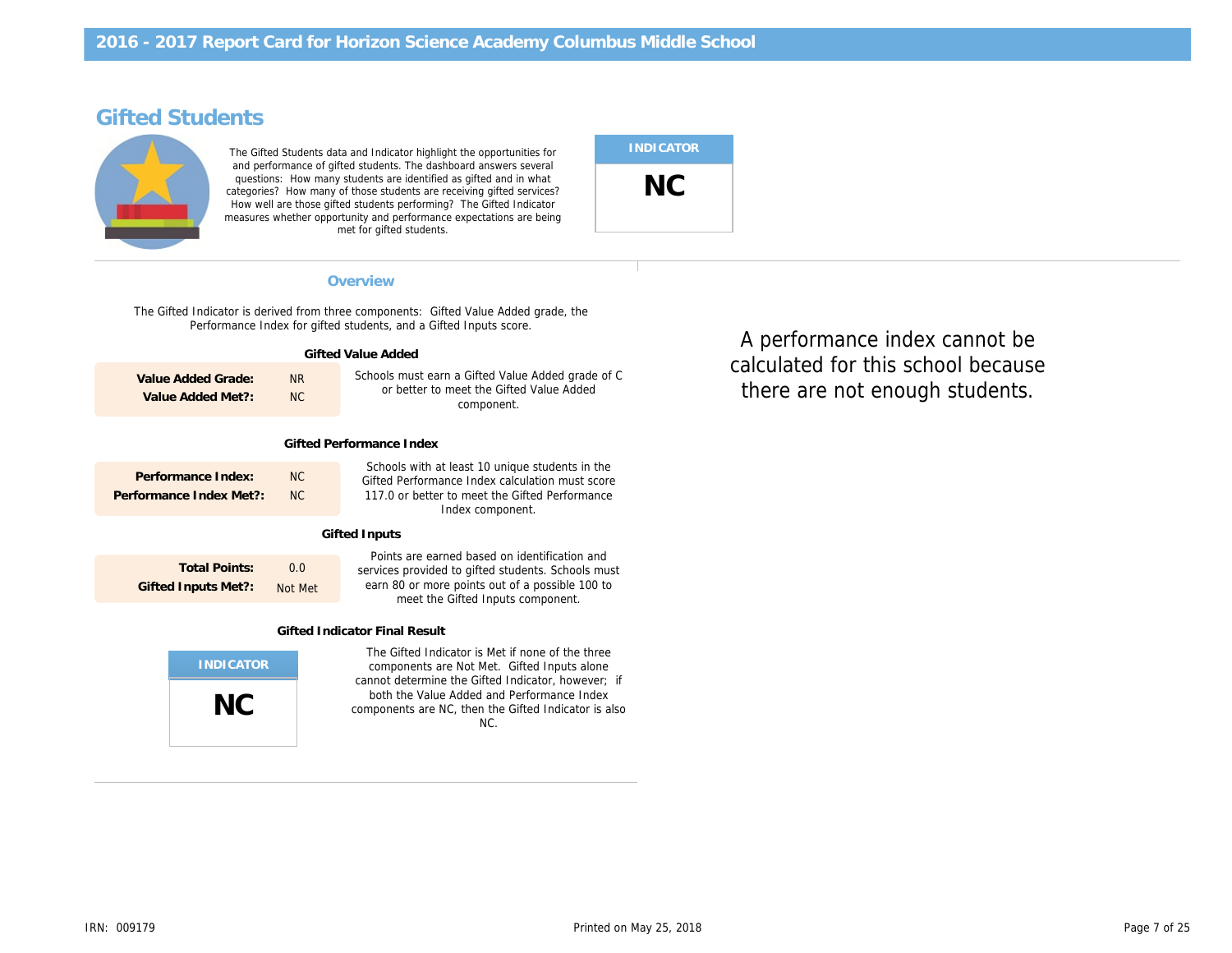# 2016 - 2017 Report Card for Horizon Science Academy Columbus Middle School

## Gifted Students

The Gifted Students data and Indicator highlight the opportunities for and performance of gifted students. The dashboard answers several questions: How many students are identified as gifted and in what categories? How many of those students are receiving gifted services? How well are those gifted students performing? The Gifted Indicator measures whether opportunity and performance expectations are being met for gifted students.

**INDICATOR**

**NC**

### Overview

The Gifted Indicator is derived from three components: Gifted Value Added grade, the Performance Index for gifted students, and a Gifted Inputs score.

#### Gifted Value Added

| | |
|---|---|
| **Value Added Grade:** | NR |
| **Value Added Met?:** | NC |

Schools must earn a Gifted Value Added grade of C or better to meet the Gifted Value Added component.

#### Gifted Performance Index

| | |
|---|---|
| **Performance Index:** | NC |
| **Performance Index Met?:** | NC |

Schools with at least 10 unique students in the Gifted Performance Index calculation must score 117.0 or better to meet the Gifted Performance Index component.

#### Gifted Inputs

| | |
|---|---|
| **Total Points:** | 0.0 |
| **Gifted Inputs Met?:** | Not Met |

Points are earned based on identification and services provided to gifted students. Schools must earn 80 or more points out of a possible 100 to meet the Gifted Inputs component.

#### Gifted Indicator Final Result

**INDICATOR**

**NC**

The Gifted Indicator is Met if none of the three components are Not Met. Gifted Inputs alone cannot determine the Gifted Indicator, however; if both the Value Added and Performance Index components are NC, then the Gifted Indicator is also NC.

A performance index cannot be calculated for this school because there are not enough students.

IRN: 009179

Printed on May 25, 2018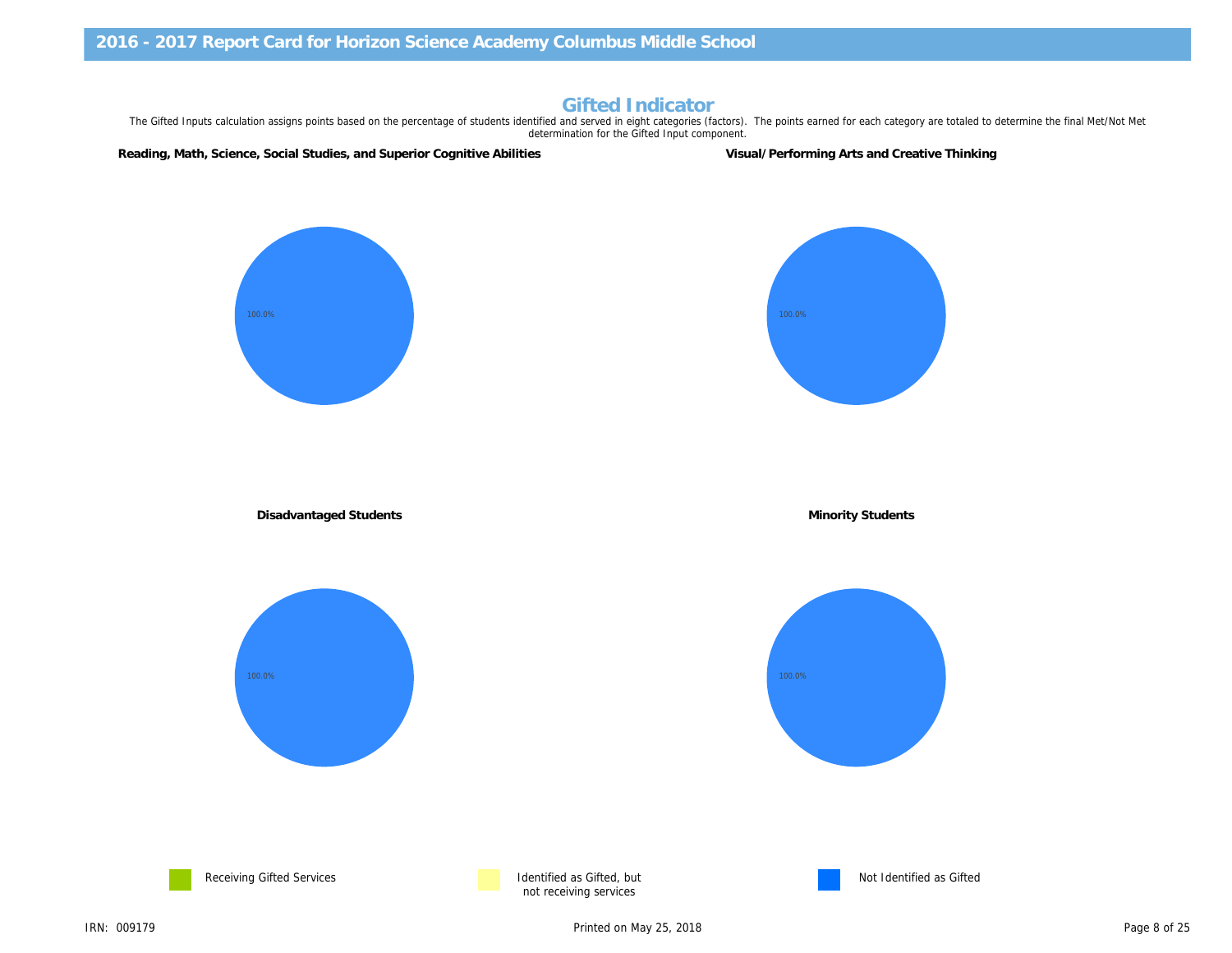## Gifted Indicator

The Gifted Inputs calculation assigns points based on the percentage of students identified and served in eight categories (factors). The points earned for each category are totaled to determine the final Met/Not Met determination for the Gifted Input component.

### Reading, Math, Science, Social Studies, and Superior Cognitive Abilities

100.0%

### Visual/Performing Arts and Creative Thinking

100.0%

### Disadvantaged Students

100.0%

### Minority Students

100.0%

Receiving Gifted Services

Identified as Gifted, but not receiving services

Not Identified as Gifted

IRN: 009179

Printed on May 25, 2018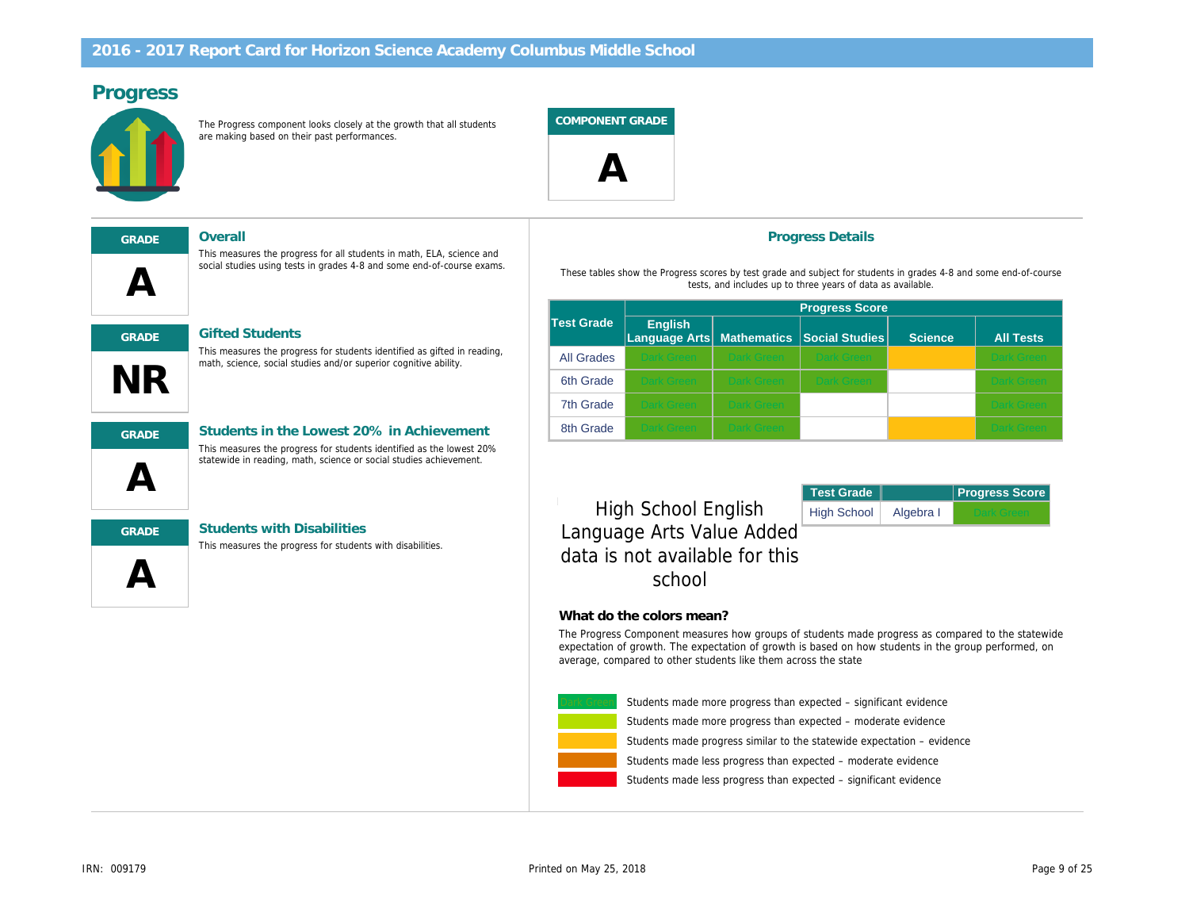## 2016 - 2017 Report Card for Horizon Science Academy Columbus Middle School

# Progress

The Progress component looks closely at the growth that all students are making based on their past performances.

**COMPONENT GRADE**

**A**

| GRADE | |
|---|---|
| **A** | **Overall** This measures the progress for all students in math, ELA, science and social studies using tests in grades 4-8 and some end-of-course exams. |
| **NR** | **Gifted Students** This measures the progress for students identified as gifted in reading, math, science, social studies and/or superior cognitive ability. |
| **A** | **Students in the Lowest 20% in Achievement** This measures the progress for students identified as the lowest 20% statewide in reading, math, science or social studies achievement. |
| **A** | **Students with Disabilities** This measures the progress for students with disabilities. |

## Progress Details

These tables show the Progress scores by test grade and subject for students in grades 4-8 and some end-of-course tests, and includes up to three years of data as available.

| Test Grade | Progress Score | | | | |
|---|---|---|---|---|---|
| | English Language Arts | Mathematics | Social Studies | Science | All Tests |
| All Grades | Dark Green | Dark Green | Dark Green | | Dark Green |
| 6th Grade | Dark Green | Dark Green | Dark Green | | Dark Green |
| 7th Grade | Dark Green | Dark Green | | | Dark Green |
| 8th Grade | Dark Green | Dark Green | | | Dark Green |

High School English Language Arts Value Added data is not available for this school

| Test Grade | | Progress Score |
|---|---|---|
| High School | Algebra I | Dark Green |

### What do the colors mean?

The Progress Component measures how groups of students made progress as compared to the statewide expectation of growth. The expectation of growth is based on how students in the group performed, on average, compared to other students like them across the state

- Dark Green: Students made more progress than expected – significant evidence
- Students made more progress than expected – moderate evidence
- Students made progress similar to the statewide expectation – evidence
- Students made less progress than expected – moderate evidence
- Students made less progress than expected – significant evidence

IRN: 009179

Printed on May 25, 2018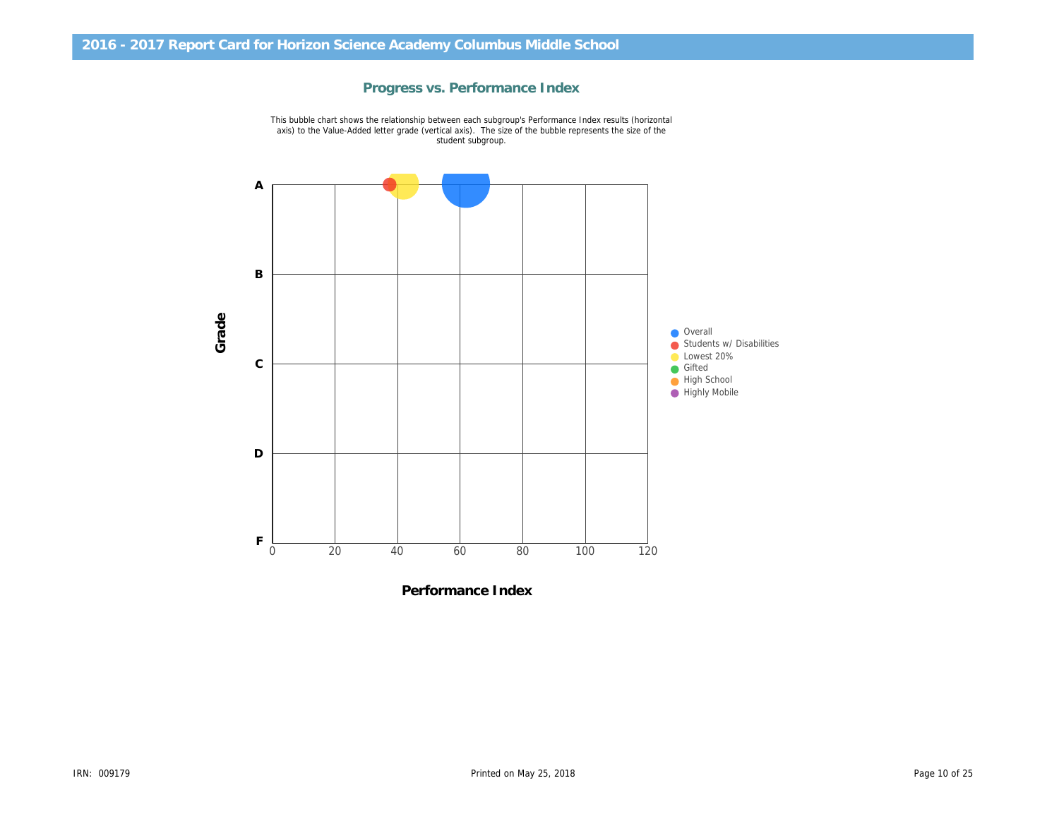## 2016 - 2017 Report Card for Horizon Science Academy Columbus Middle School

### Progress vs. Performance Index

This bubble chart shows the relationship between each subgroup's Performance Index results (horizontal axis) to the Value-Added letter grade (vertical axis). The size of the bubble represents the size of the student subgroup.

Grade

A

B

C

D

F

0 20 40 60 80 100 120

Performance Index

- Overall
- Students w/ Disabilities
- Lowest 20%
- Gifted
- High School
- Highly Mobile

IRN: 009179

Printed on May 25, 2018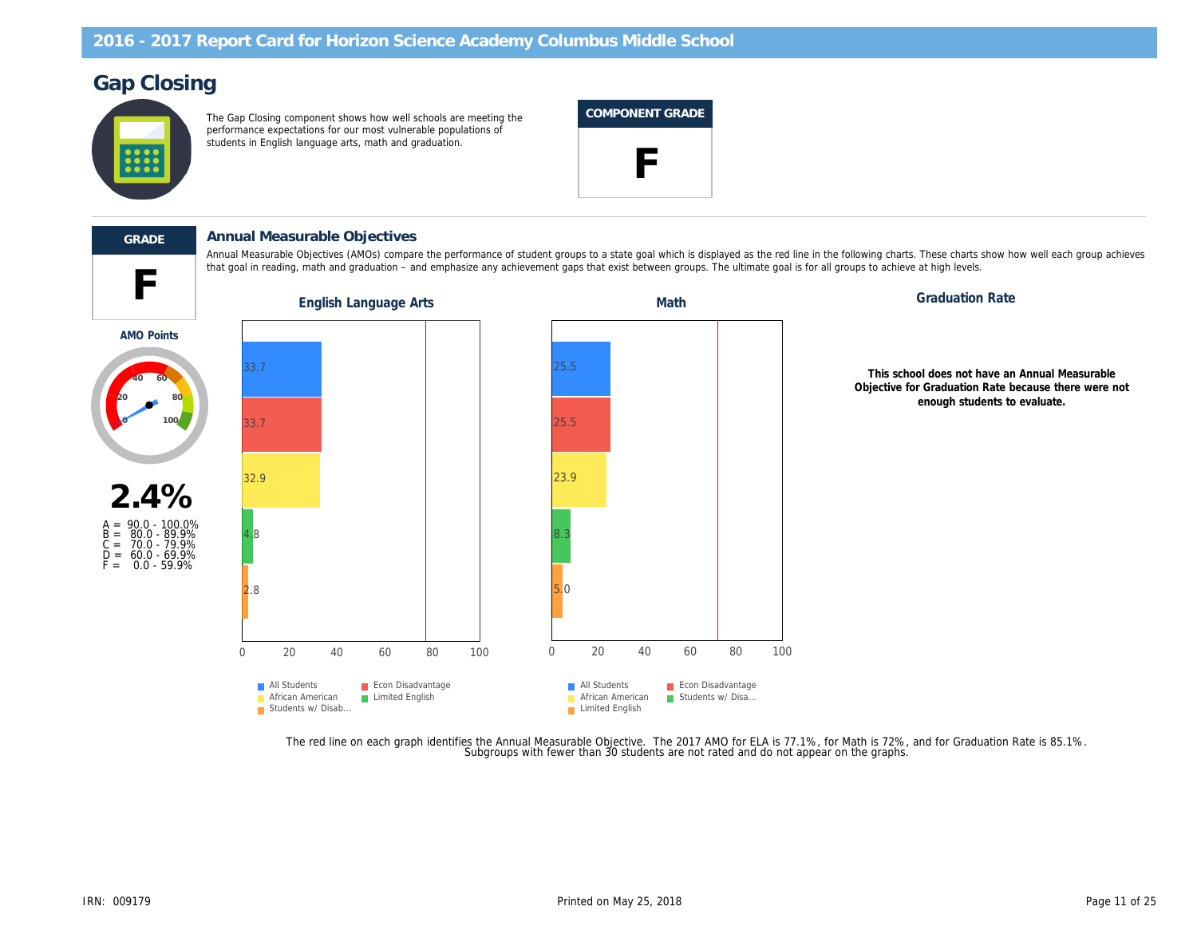# 2016 - 2017 Report Card for Horizon Science Academy Columbus Middle School

## Gap Closing

The Gap Closing component shows how well schools are meeting the performance expectations for our most vulnerable populations of students in English language arts, math and graduation.

**COMPONENT GRADE**

**F**

---

**GRADE**

**F**

### Annual Measurable Objectives

Annual Measurable Objectives (AMOs) compare the performance of student groups to a state goal which is displayed as the red line in the following charts. These charts show how well each group achieves that goal in reading, math and graduation – and emphasize any achievement gaps that exist between groups. The ultimate goal is for all groups to achieve at high levels.

**AMO Points**

**2.4%**

A = 90.0 - 100.0%
B = 80.0 - 89.9%
C = 70.0 - 79.9%
D = 60.0 - 69.9%
F = 0.0 - 59.9%

**English Language Arts**

| Group | Value |
| --- | --- |
| All Students | 33.7 |
| Econ Disadvantage | 33.7 |
| African American | 32.9 |
| Limited English | 4.8 |
| Students w/ Disab... | 2.8 |

**Math**

| Group | Value |
| --- | --- |
| All Students | 25.5 |
| Econ Disadvantage | 25.5 |
| African American | 23.9 |
| Students w/ Disa... | 8.3 |
| Limited English | 5.0 |

**Graduation Rate**

**This school does not have an Annual Measurable Objective for Graduation Rate because there were not enough students to evaluate.**

The red line on each graph identifies the Annual Measurable Objective. The 2017 AMO for ELA is 77.1%, for Math is 72%, and for Graduation Rate is 85.1%.
Subgroups with fewer than 30 students are not rated and do not appear on the graphs.

IRN: 009179

Printed on May 25, 2018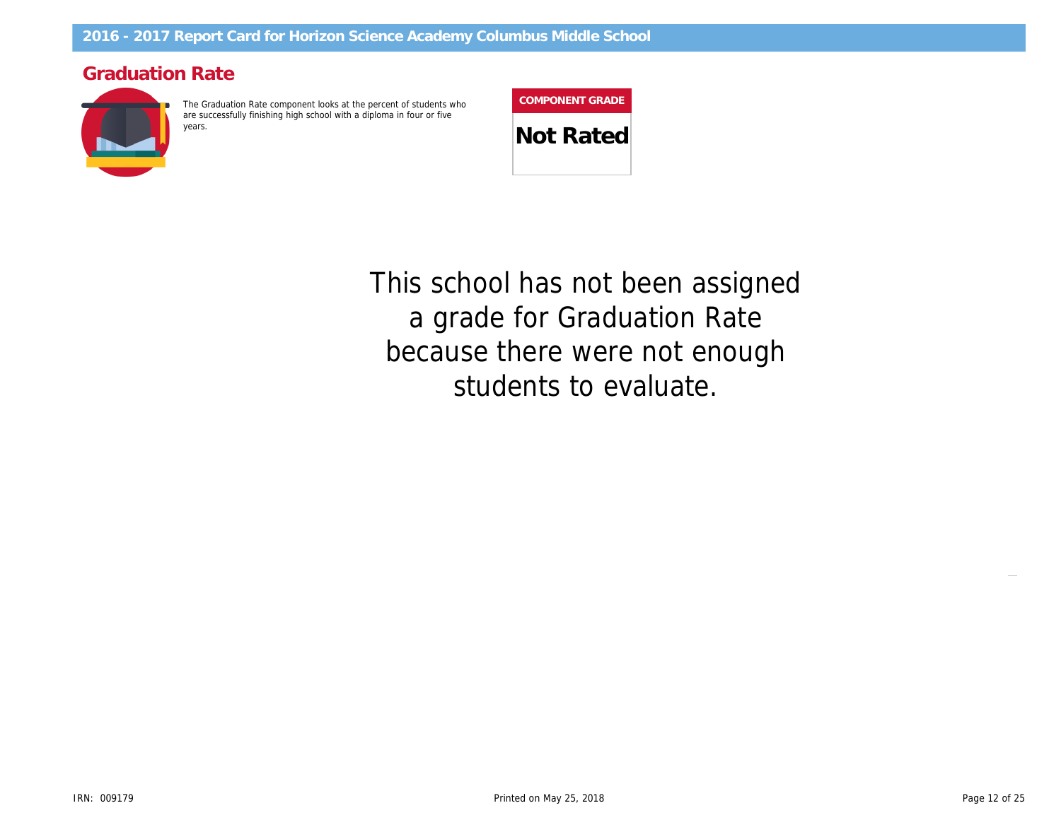## Graduation Rate

The Graduation Rate component looks at the percent of students who are successfully finishing high school with a diploma in four or five years.

| COMPONENT GRADE |
|---|
| **Not Rated** |

This school has not been assigned a grade for Graduation Rate because there were not enough students to evaluate.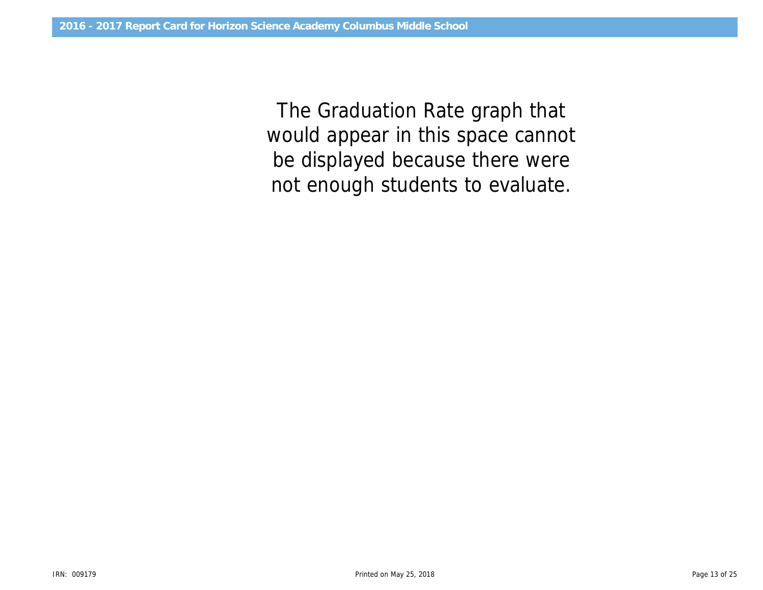The Graduation Rate graph that would appear in this space cannot be displayed because there were not enough students to evaluate.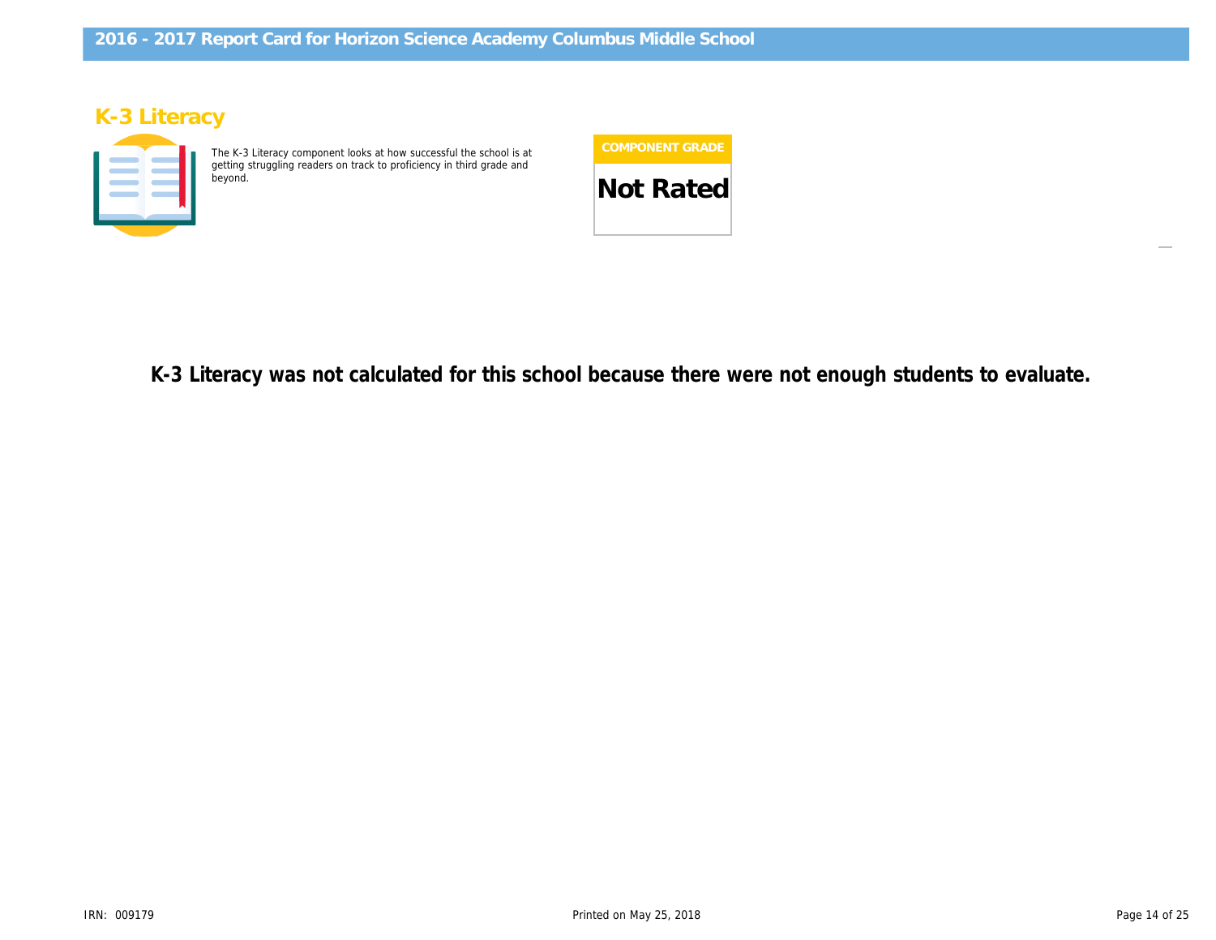## K-3 Literacy

The K-3 Literacy component looks at how successful the school is at getting struggling readers on track to proficiency in third grade and beyond.

| COMPONENT GRADE |
| --- |
| **Not Rated** |

**K-3 Literacy was not calculated for this school because there were not enough students to evaluate.**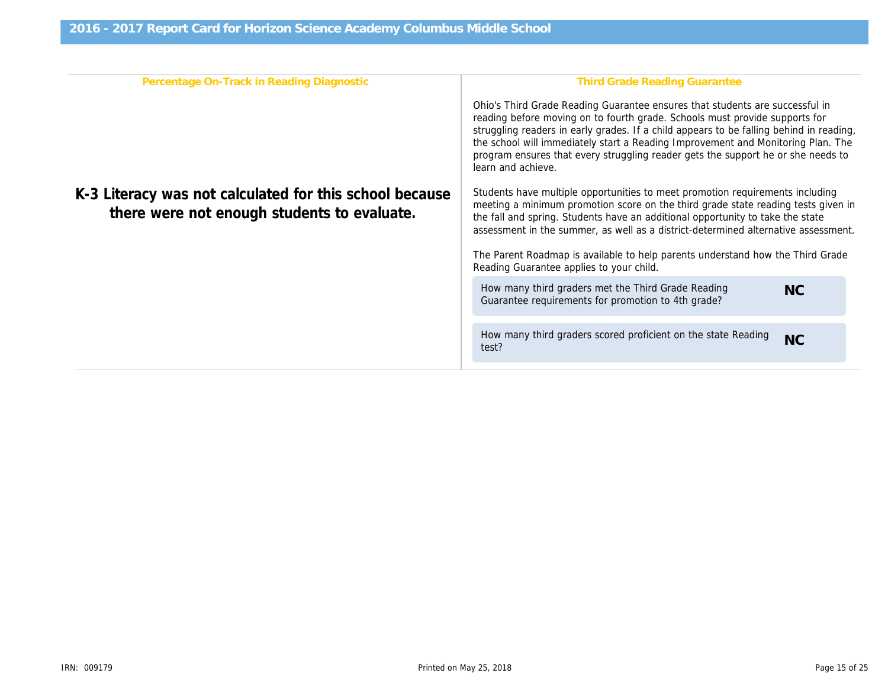# 2016 - 2017 Report Card for Horizon Science Academy Columbus Middle School

## Percentage On-Track in Reading Diagnostic

**K-3 Literacy was not calculated for this school because there were not enough students to evaluate.**

## Third Grade Reading Guarantee

Ohio's Third Grade Reading Guarantee ensures that students are successful in reading before moving on to fourth grade. Schools must provide supports for struggling readers in early grades. If a child appears to be falling behind in reading, the school will immediately start a Reading Improvement and Monitoring Plan. The program ensures that every struggling reader gets the support he or she needs to learn and achieve.

Students have multiple opportunities to meet promotion requirements including meeting a minimum promotion score on the third grade state reading tests given in the fall and spring. Students have an additional opportunity to take the state assessment in the summer, as well as a district-determined alternative assessment.

The Parent Roadmap is available to help parents understand how the Third Grade Reading Guarantee applies to your child.

| | |
|---|---|
| How many third graders met the Third Grade Reading Guarantee requirements for promotion to 4th grade? | **NC** |
| How many third graders scored proficient on the state Reading test? | **NC** |

IRN: 009179

Printed on May 25, 2018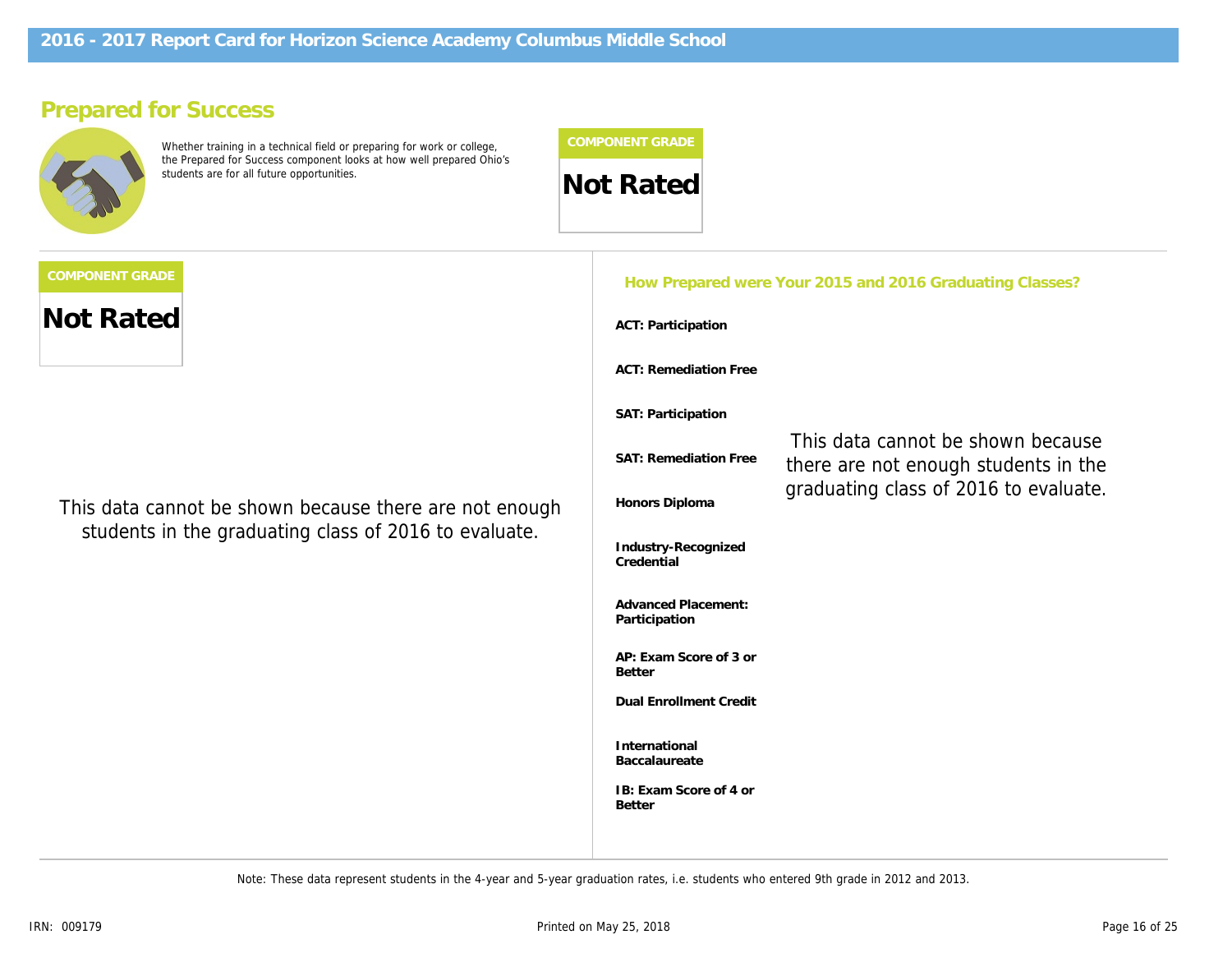## Prepared for Success

Whether training in a technical field or preparing for work or college, the Prepared for Success component looks at how well prepared Ohio's students are for all future opportunities.

**COMPONENT GRADE**

**Not Rated**

**COMPONENT GRADE**

**Not Rated**

This data cannot be shown because there are not enough students in the graduating class of 2016 to evaluate.

### How Prepared were Your 2015 and 2016 Graduating Classes?

- **ACT: Participation**
- **ACT: Remediation Free**
- **SAT: Participation**
- **SAT: Remediation Free**
- **Honors Diploma**
- **Industry-Recognized Credential**
- **Advanced Placement: Participation**
- **AP: Exam Score of 3 or Better**
- **Dual Enrollment Credit**
- **International Baccalaureate**
- **IB: Exam Score of 4 or Better**

This data cannot be shown because there are not enough students in the graduating class of 2016 to evaluate.

Note: These data represent students in the 4-year and 5-year graduation rates, i.e. students who entered 9th grade in 2012 and 2013.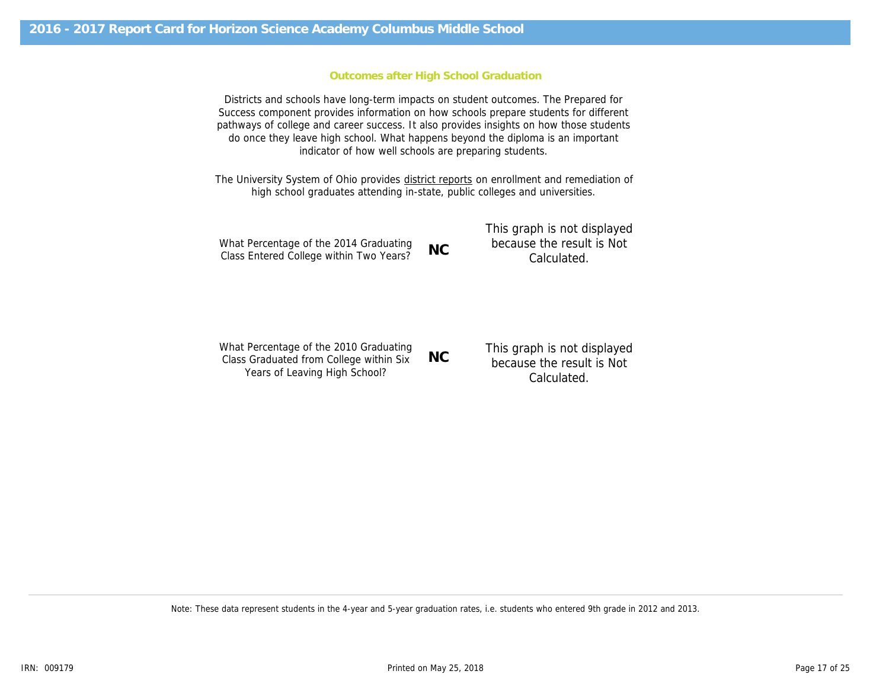## 2016 - 2017 Report Card for Horizon Science Academy Columbus Middle School

### Outcomes after High School Graduation

Districts and schools have long-term impacts on student outcomes. The Prepared for Success component provides information on how schools prepare students for different pathways of college and career success. It also provides insights on how those students do once they leave high school. What happens beyond the diploma is an important indicator of how well schools are preparing students.

The University System of Ohio provides district reports on enrollment and remediation of high school graduates attending in-state, public colleges and universities.

What Percentage of the 2014 Graduating Class Entered College within Two Years? **NC**

This graph is not displayed because the result is Not Calculated.

What Percentage of the 2010 Graduating Class Graduated from College within Six Years of Leaving High School? **NC**

This graph is not displayed because the result is Not Calculated.

Note: These data represent students in the 4-year and 5-year graduation rates, i.e. students who entered 9th grade in 2012 and 2013.

IRN: 009179

Printed on May 25, 2018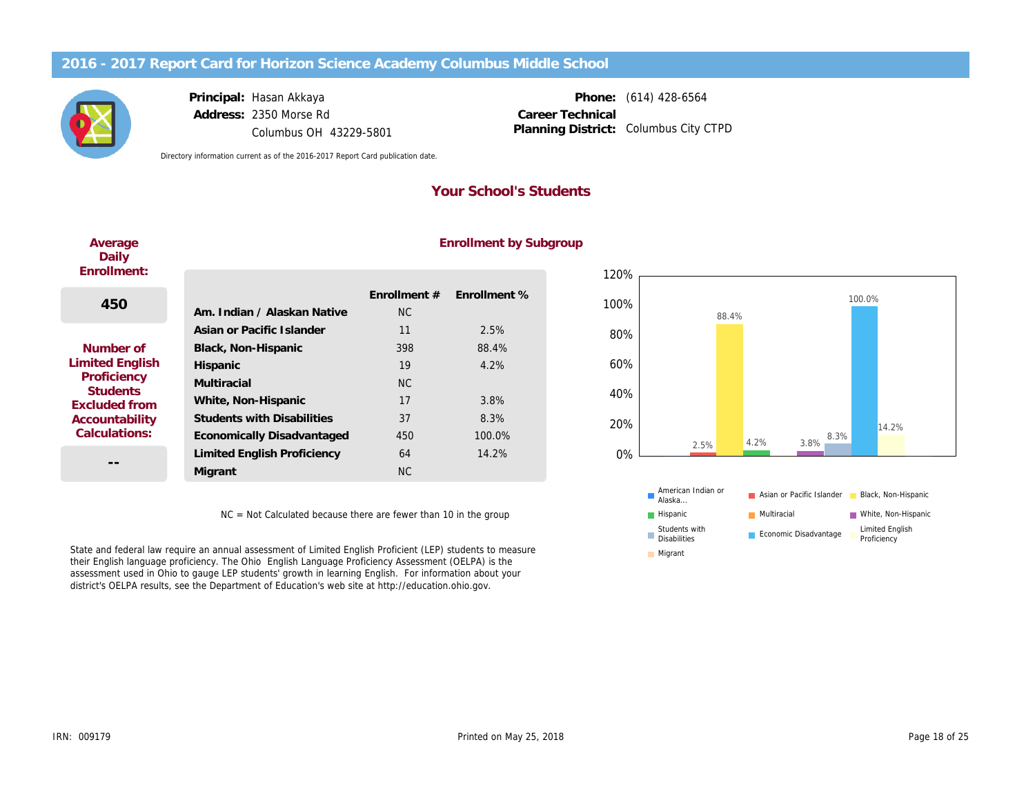# 2016 - 2017 Report Card for Horizon Science Academy Columbus Middle School

**Principal:** Hasan Akkaya
**Address:** 2350 Morse Rd
Columbus OH 43229-5801

**Phone:** (614) 428-6564
**Career Technical Planning District:** Columbus City CTPD

Directory information current as of the 2016-2017 Report Card publication date.

## Your School's Students

**Average Daily Enrollment:**

450

**Number of Limited English Proficiency Students Excluded from Accountability Calculations:**

--

### Enrollment by Subgroup

| | Enrollment # | Enrollment % |
|---|---|---|
| Am. Indian / Alaskan Native | NC | |
| Asian or Pacific Islander | 11 | 2.5% |
| Black, Non-Hispanic | 398 | 88.4% |
| Hispanic | 19 | 4.2% |
| Multiracial | NC | |
| White, Non-Hispanic | 17 | 3.8% |
| Students with Disabilities | 37 | 8.3% |
| Economically Disadvantaged | 450 | 100.0% |
| Limited English Proficiency | 64 | 14.2% |
| Migrant | NC | |

NC = Not Calculated because there are fewer than 10 in the group

State and federal law require an annual assessment of Limited English Proficient (LEP) students to measure their English language proficiency. The Ohio English Language Proficiency Assessment (OELPA) is the assessment used in Ohio to gauge LEP students' growth in learning English. For information about your district's OELPA results, see the Department of Education's web site at http://education.ohio.gov.

IRN: 009179

Printed on May 25, 2018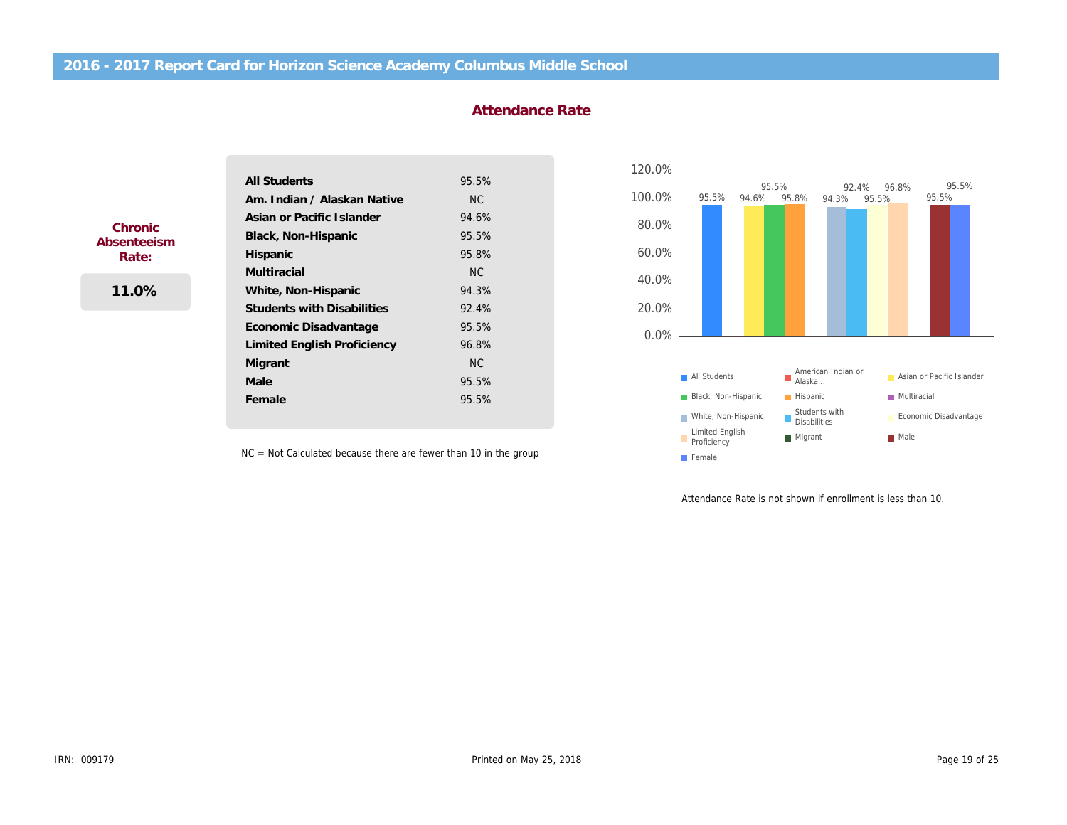## 2016 - 2017 Report Card for Horizon Science Academy Columbus Middle School

### Attendance Rate

**Chronic Absenteeism Rate:**

**11.0%**

| Group | Rate |
|---|---|
| **All Students** | 95.5% |
| **Am. Indian / Alaskan Native** | NC |
| **Asian or Pacific Islander** | 94.6% |
| **Black, Non-Hispanic** | 95.5% |
| **Hispanic** | 95.8% |
| **Multiracial** | NC |
| **White, Non-Hispanic** | 94.3% |
| **Students with Disabilities** | 92.4% |
| **Economic Disadvantage** | 95.5% |
| **Limited English Proficiency** | 96.8% |
| **Migrant** | NC |
| **Male** | 95.5% |
| **Female** | 95.5% |

NC = Not Calculated because there are fewer than 10 in the group

Attendance Rate is not shown if enrollment is less than 10.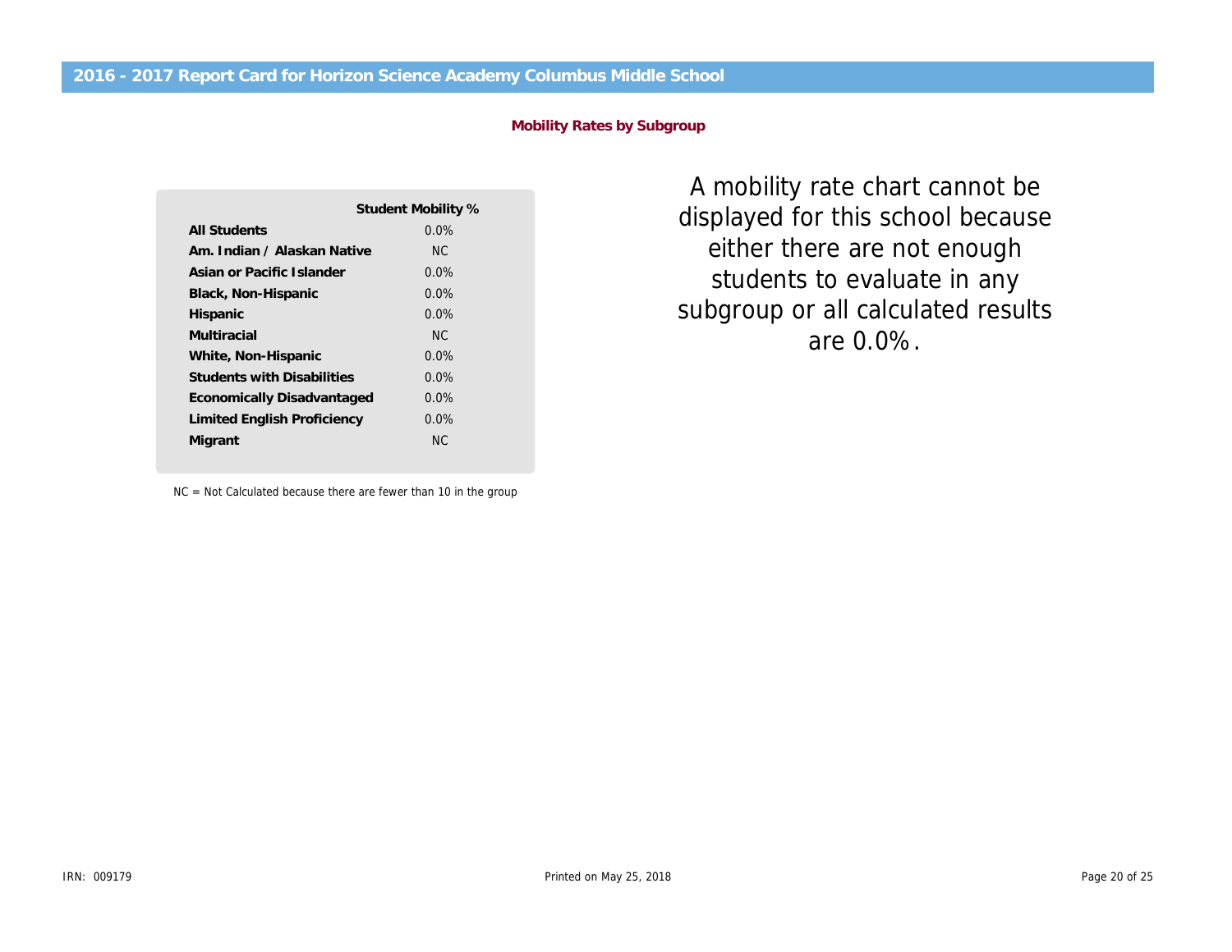## 2016 - 2017 Report Card for Horizon Science Academy Columbus Middle School

### Mobility Rates by Subgroup

| | Student Mobility % |
|---|---|
| **All Students** | 0.0% |
| **Am. Indian / Alaskan Native** | NC |
| **Asian or Pacific Islander** | 0.0% |
| **Black, Non-Hispanic** | 0.0% |
| **Hispanic** | 0.0% |
| **Multiracial** | NC |
| **White, Non-Hispanic** | 0.0% |
| **Students with Disabilities** | 0.0% |
| **Economically Disadvantaged** | 0.0% |
| **Limited English Proficiency** | 0.0% |
| **Migrant** | NC |

NC = Not Calculated because there are fewer than 10 in the group

A mobility rate chart cannot be displayed for this school because either there are not enough students to evaluate in any subgroup or all calculated results are 0.0%.

IRN: 009179

Printed on May 25, 2018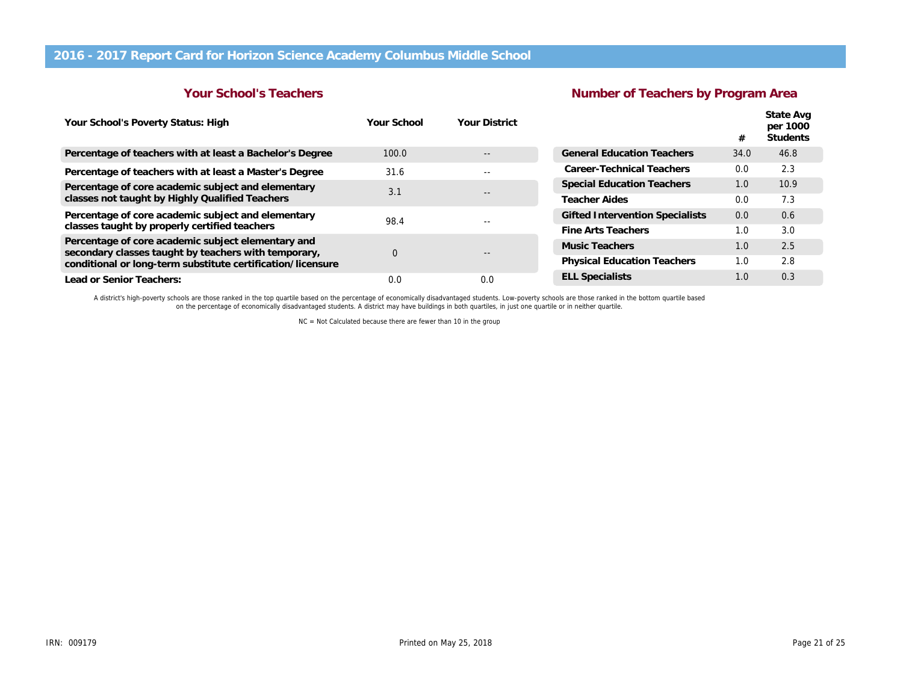# 2016 - 2017 Report Card for Horizon Science Academy Columbus Middle School

## Your School's Teachers

| Your School's Poverty Status: High | Your School | Your District |
|---|---|---|
| Percentage of teachers with at least a Bachelor's Degree | 100.0 | -- |
| Percentage of teachers with at least a Master's Degree | 31.6 | -- |
| Percentage of core academic subject and elementary classes not taught by Highly Qualified Teachers | 3.1 | -- |
| Percentage of core academic subject and elementary classes taught by properly certified teachers | 98.4 | -- |
| Percentage of core academic subject elementary and secondary classes taught by teachers with temporary, conditional or long-term substitute certification/licensure | 0 | -- |
| Lead or Senior Teachers: | 0.0 | 0.0 |

## Number of Teachers by Program Area

| | # | State Avg per 1000 Students |
|---|---|---|
| General Education Teachers | 34.0 | 46.8 |
| Career-Technical Teachers | 0.0 | 2.3 |
| Special Education Teachers | 1.0 | 10.9 |
| Teacher Aides | 0.0 | 7.3 |
| Gifted Intervention Specialists | 0.0 | 0.6 |
| Fine Arts Teachers | 1.0 | 3.0 |
| Music Teachers | 1.0 | 2.5 |
| Physical Education Teachers | 1.0 | 2.8 |
| ELL Specialists | 1.0 | 0.3 |

A district's high-poverty schools are those ranked in the top quartile based on the percentage of economically disadvantaged students. Low-poverty schools are those ranked in the bottom quartile based on the percentage of economically disadvantaged students. A district may have buildings in both quartiles, in just one quartile or in neither quartile.

NC = Not Calculated because there are fewer than 10 in the group

IRN: 009179

Printed on May 25, 2018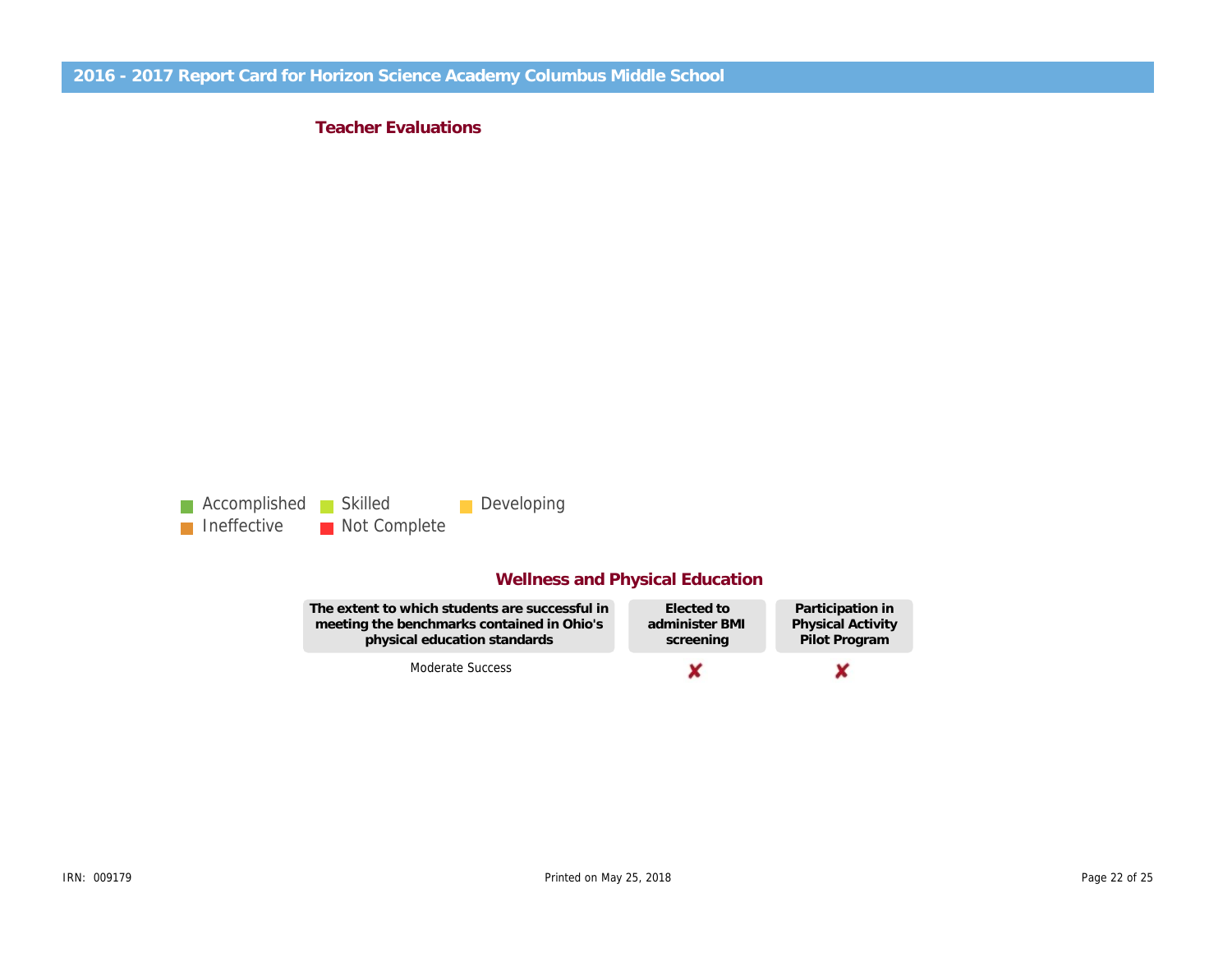## 2016 - 2017 Report Card for Horizon Science Academy Columbus Middle School

### Teacher Evaluations

Accomplished  Skilled  Developing
Ineffective  Not Complete

### Wellness and Physical Education

| The extent to which students are successful in meeting the benchmarks contained in Ohio's physical education standards | Elected to administer BMI screening | Participation in Physical Activity Pilot Program |
|---|---|---|
| Moderate Success | ✘ | ✘ |

IRN: 009179

Printed on May 25, 2018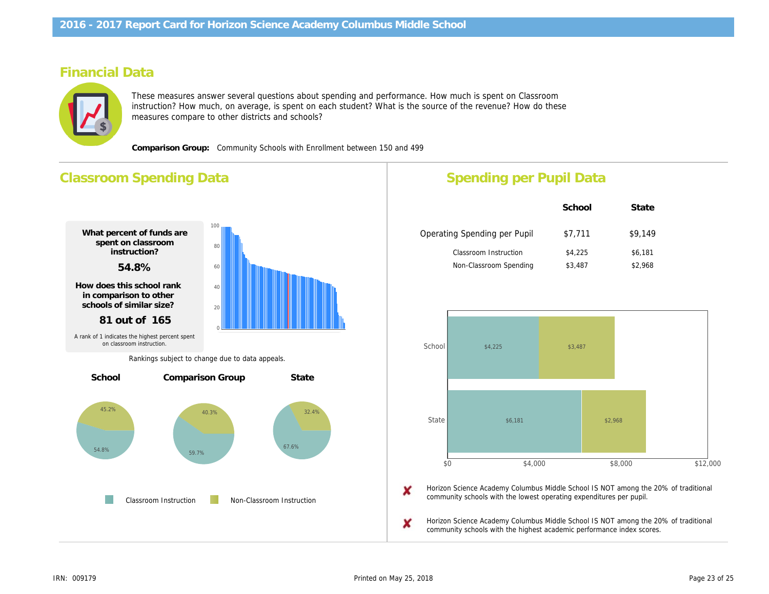## 2016 - 2017 Report Card for Horizon Science Academy Columbus Middle School

# Financial Data

These measures answer several questions about spending and performance. How much is spent on Classroom instruction? How much, on average, is spent on each student? What is the source of the revenue? How do these measures compare to other districts and schools?

**Comparison Group:** Community Schools with Enrollment between 150 and 499

## Classroom Spending Data

**What percent of funds are spent on classroom instruction?**

**54.8%**

**How does this school rank in comparison to other schools of similar size?**

**81 out of 165**

A rank of 1 indicates the highest percent spent on classroom instruction.

Rankings subject to change due to data appeals.

| | School | Comparison Group | State |
|---|---|---|---|
| Classroom Instruction | 54.8% | 59.7% | 67.6% |
| Non-Classroom Instruction | 45.2% | 40.3% | 32.4% |

## Spending per Pupil Data

| | School | State |
|---|---|---|
| Operating Spending per Pupil | $7,711 | $9,149 |
| Classroom Instruction | $4,225 | $6,181 |
| Non-Classroom Spending | $3,487 | $2,968 |

✘ Horizon Science Academy Columbus Middle School IS NOT among the 20% of traditional community schools with the lowest operating expenditures per pupil.

✘ Horizon Science Academy Columbus Middle School IS NOT among the 20% of traditional community schools with the highest academic performance index scores.

IRN: 009179

Printed on May 25, 2018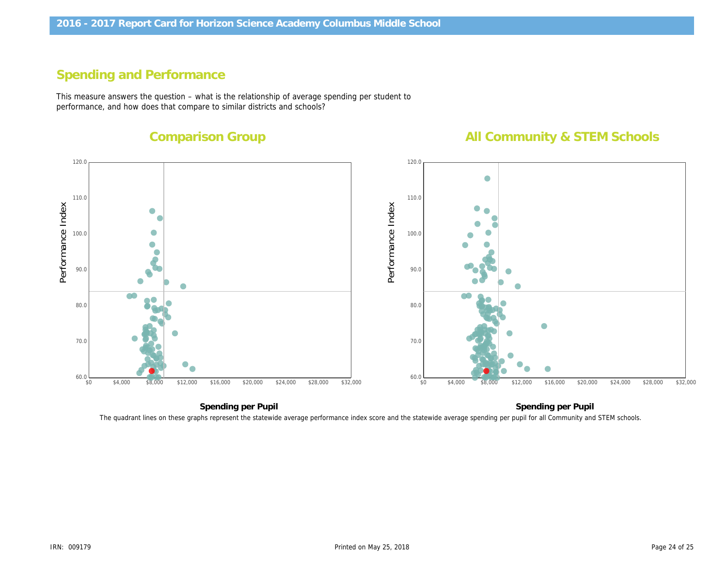## Spending and Performance

This measure answers the question – what is the relationship of average spending per student to performance, and how does that compare to similar districts and schools?

### Comparison Group

### All Community & STEM Schools

The quadrant lines on these graphs represent the statewide average performance index score and the statewide average spending per pupil for all Community and STEM schools.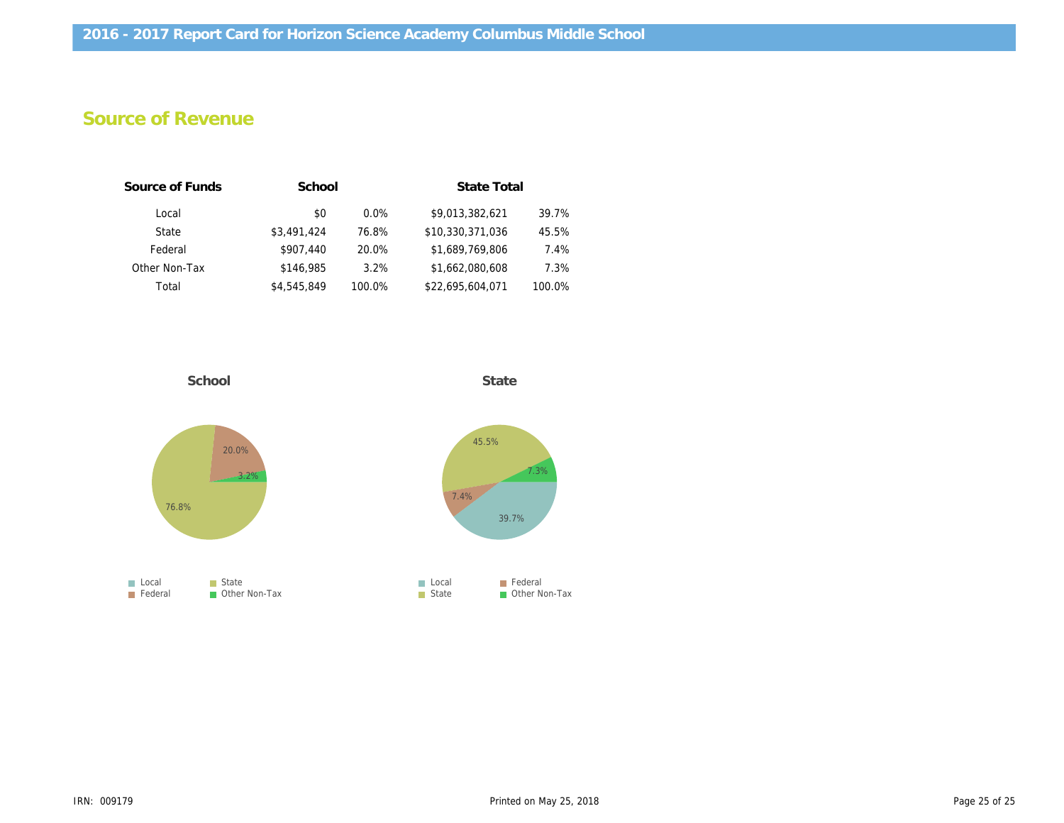## Source of Revenue

| Source of Funds | School | | State Total | |
|---|---|---|---|---|
| Local | $0 | 0.0% | $9,013,382,621 | 39.7% |
| State | $3,491,424 | 76.8% | $10,330,371,036 | 45.5% |
| Federal | $907,440 | 20.0% | $1,689,769,806 | 7.4% |
| Other Non-Tax | $146,985 | 3.2% | $1,662,080,608 | 7.3% |
| Total | $4,545,849 | 100.0% | $22,695,604,071 | 100.0% |

School

20.0%
3.2%
76.8%

Local
State
Federal
Other Non-Tax

State

45.5%
7.3%
7.4%
39.7%

Local
Federal
State
Other Non-Tax

IRN: 009179

Printed on May 25, 2018